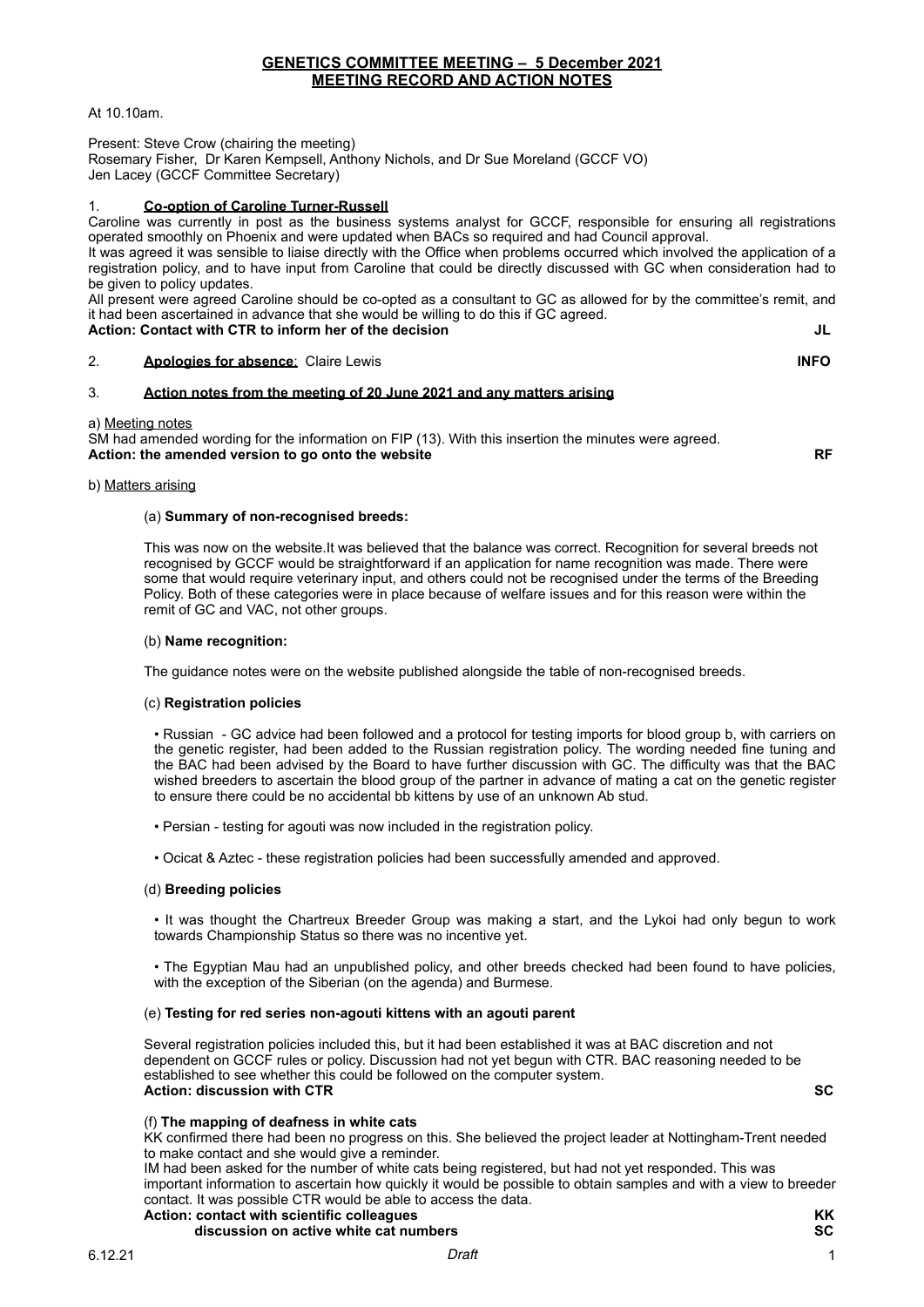## GENETICS COMMITTEE MEETING – 5 December 2021
## MEETING RECORD AND ACTION NOTES

At 10.10am.

Present: Steve Crow (chairing the meeting)
Rosemary Fisher, Dr Karen Kempsell, Anthony Nichols, and Dr Sue Moreland (GCCF VO)
Jen Lacey (GCCF Committee Secretary)

1. **Co-option of Caroline Turner-Russell**

Caroline was currently in post as the business systems analyst for GCCF, responsible for ensuring all registrations operated smoothly on Phoenix and were updated when BACs so required and had Council approval.

It was agreed it was sensible to liaise directly with the Office when problems occurred which involved the application of a registration policy, and to have input from Caroline that could be directly discussed with GC when consideration had to be given to policy updates.

All present were agreed Caroline should be co-opted as a consultant to GC as allowed for by the committee's remit, and it had been ascertained in advance that she would be willing to do this if GC agreed.

**Action: Contact with CTR to inform her of the decision** **JL**

2. **Apologies for absence**: Claire Lewis **INFO**

3. **Action notes from the meeting of 20 June 2021 and any matters arising**

a) Meeting notes

SM had amended wording for the information on FIP (13). With this insertion the minutes were agreed.

**Action: the amended version to go onto the website** **RF**

b) Matters arising

(a) **Summary of non-recognised breeds:**

This was now on the website.It was believed that the balance was correct. Recognition for several breeds not recognised by GCCF would be straightforward if an application for name recognition was made. There were some that would require veterinary input, and others could not be recognised under the terms of the Breeding Policy. Both of these categories were in place because of welfare issues and for this reason were within the remit of GC and VAC, not other groups.

(b) **Name recognition:**

The guidance notes were on the website published alongside the table of non-recognised breeds.

(c) **Registration policies**

- Russian - GC advice had been followed and a protocol for testing imports for blood group b, with carriers on the genetic register, had been added to the Russian registration policy. The wording needed fine tuning and the BAC had been advised by the Board to have further discussion with GC. The difficulty was that the BAC wished breeders to ascertain the blood group of the partner in advance of mating a cat on the genetic register to ensure there could be no accidental bb kittens by use of an unknown Ab stud.
- Persian - testing for agouti was now included in the registration policy.
- Ocicat & Aztec - these registration policies had been successfully amended and approved.

(d) **Breeding policies**

- It was thought the Chartreux Breeder Group was making a start, and the Lykoi had only begun to work towards Championship Status so there was no incentive yet.
- The Egyptian Mau had an unpublished policy, and other breeds checked had been found to have policies, with the exception of the Siberian (on the agenda) and Burmese.

(e) **Testing for red series non-agouti kittens with an agouti parent**

Several registration policies included this, but it had been established it was at BAC discretion and not dependent on GCCF rules or policy. Discussion had not yet begun with CTR. BAC reasoning needed to be established to see whether this could be followed on the computer system.

**Action: discussion with CTR** **SC**

(f) **The mapping of deafness in white cats**

KK confirmed there had been no progress on this. She believed the project leader at Nottingham-Trent needed to make contact and she would give a reminder.

IM had been asked for the number of white cats being registered, but had not yet responded. This was important information to ascertain how quickly it would be possible to obtain samples and with a view to breeder contact. It was possible CTR would be able to access the data.

**Action: contact with scientific colleagues** **KK**
**discussion on active white cat numbers** **SC**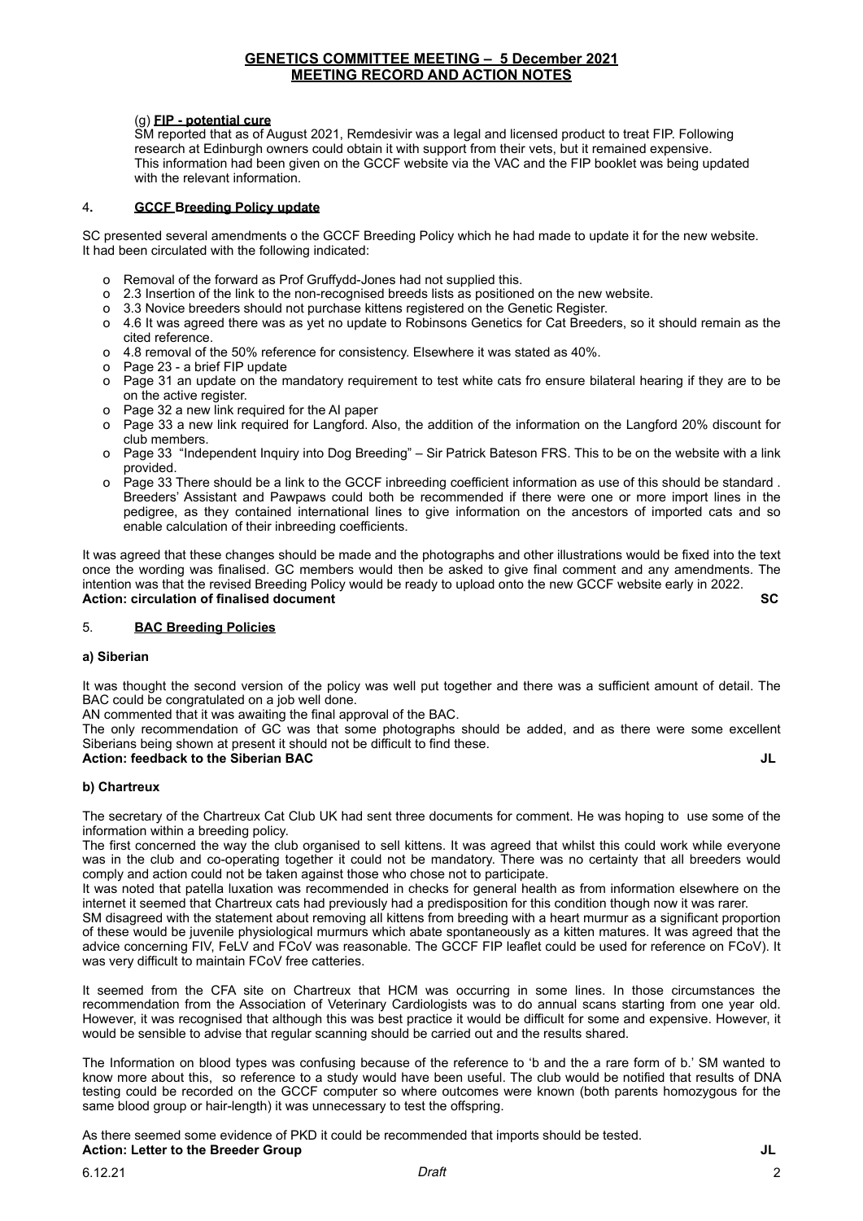(g) **FIP - potential cure**

SM reported that as of August 2021, Remdesivir was a legal and licensed product to treat FIP. Following research at Edinburgh owners could obtain it with support from their vets, but it remained expensive. This information had been given on the GCCF website via the VAC and the FIP booklet was being updated with the relevant information.

## 4. **GCCF Breeding Policy update**

SC presented several amendments o the GCCF Breeding Policy which he had made to update it for the new website. It had been circulated with the following indicated:

- Removal of the forward as Prof Gruffydd-Jones had not supplied this.
- 2.3 Insertion of the link to the non-recognised breeds lists as positioned on the new website.
- 3.3 Novice breeders should not purchase kittens registered on the Genetic Register.
- 4.6 It was agreed there was as yet no update to Robinsons Genetics for Cat Breeders, so it should remain as the cited reference.
- 4.8 removal of the 50% reference for consistency. Elsewhere it was stated as 40%.
- Page 23 - a brief FIP update
- Page 31 an update on the mandatory requirement to test white cats fro ensure bilateral hearing if they are to be on the active register.
- Page 32 a new link required for the AI paper
- Page 33 a new link required for Langford. Also, the addition of the information on the Langford 20% discount for club members.
- Page 33 "Independent Inquiry into Dog Breeding" – Sir Patrick Bateson FRS. This to be on the website with a link provided.
- Page 33 There should be a link to the GCCF inbreeding coefficient information as use of this should be standard . Breeders' Assistant and Pawpaws could both be recommended if there were one or more import lines in the pedigree, as they contained international lines to give information on the ancestors of imported cats and so enable calculation of their inbreeding coefficients.

It was agreed that these changes should be made and the photographs and other illustrations would be fixed into the text once the wording was finalised. GC members would then be asked to give final comment and any amendments. The intention was that the revised Breeding Policy would be ready to upload onto the new GCCF website early in 2022.

**Action: circulation of finalised document SC**

## 5. **BAC Breeding Policies**

**a) Siberian**

It was thought the second version of the policy was well put together and there was a sufficient amount of detail. The BAC could be congratulated on a job well done.

AN commented that it was awaiting the final approval of the BAC.

The only recommendation of GC was that some photographs should be added, and as there were some excellent Siberians being shown at present it should not be difficult to find these.

**Action: feedback to the Siberian BAC JL**

**b) Chartreux**

The secretary of the Chartreux Cat Club UK had sent three documents for comment. He was hoping to use some of the information within a breeding policy.

The first concerned the way the club organised to sell kittens. It was agreed that whilst this could work while everyone was in the club and co-operating together it could not be mandatory. There was no certainty that all breeders would comply and action could not be taken against those who chose not to participate.

It was noted that patella luxation was recommended in checks for general health as from information elsewhere on the internet it seemed that Chartreux cats had previously had a predisposition for this condition though now it was rarer.

SM disagreed with the statement about removing all kittens from breeding with a heart murmur as a significant proportion of these would be juvenile physiological murmurs which abate spontaneously as a kitten matures. It was agreed that the advice concerning FIV, FeLV and FCoV was reasonable. The GCCF FIP leaflet could be used for reference on FCoV). It was very difficult to maintain FCoV free catteries.

It seemed from the CFA site on Chartreux that HCM was occurring in some lines. In those circumstances the recommendation from the Association of Veterinary Cardiologists was to do annual scans starting from one year old. However, it was recognised that although this was best practice it would be difficult for some and expensive. However, it would be sensible to advise that regular scanning should be carried out and the results shared.

The Information on blood types was confusing because of the reference to 'b and the a rare form of b.' SM wanted to know more about this, so reference to a study would have been useful. The club would be notified that results of DNA testing could be recorded on the GCCF computer so where outcomes were known (both parents homozygous for the same blood group or hair-length) it was unnecessary to test the offspring.

As there seemed some evidence of PKD it could be recommended that imports should be tested.

**Action: Letter to the Breeder Group JL**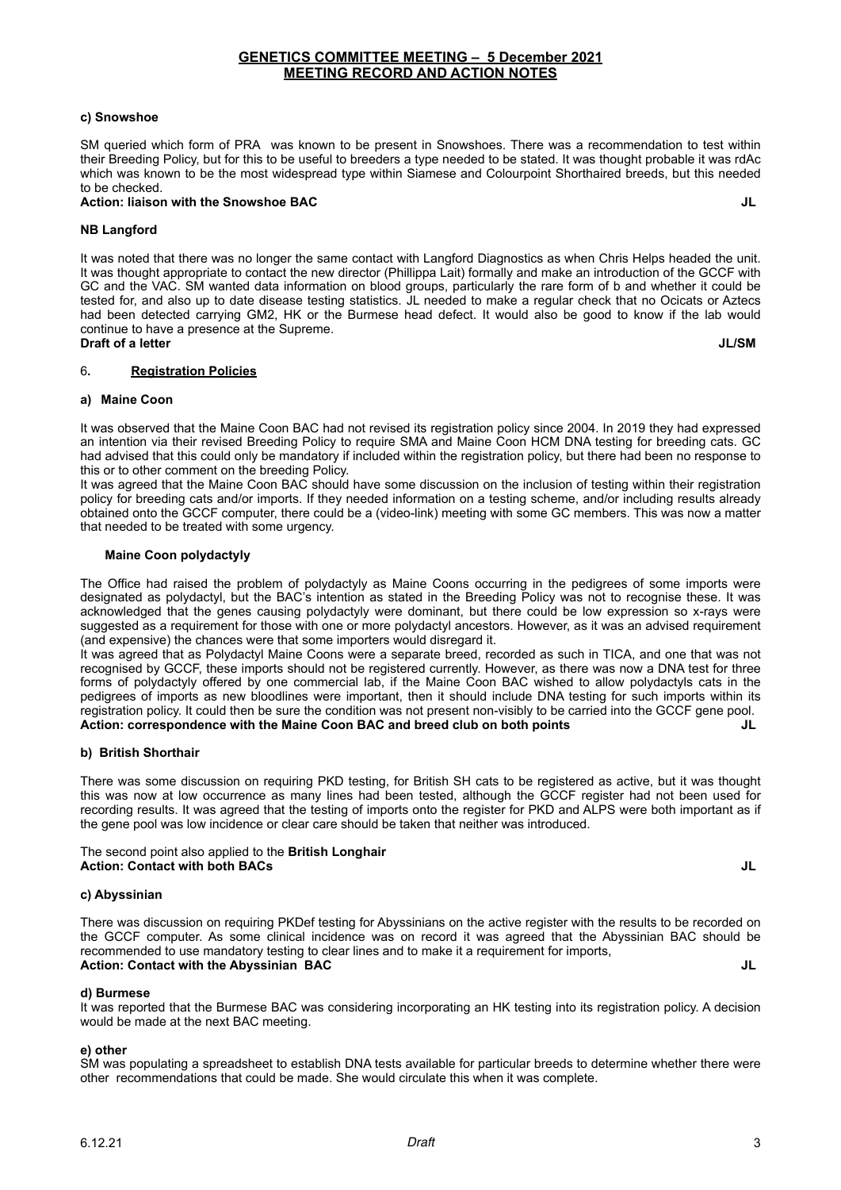**GENETICS COMMITTEE MEETING – 5 December 2021**
**MEETING RECORD AND ACTION NOTES**

**c) Snowshoe**

SM queried which form of PRA was known to be present in Snowshoes. There was a recommendation to test within their Breeding Policy, but for this to be useful to breeders a type needed to be stated. It was thought probable it was rdAc which was known to be the most widespread type within Siamese and Colourpoint Shorthaired breeds, but this needed to be checked.

**Action: liaison with the Snowshoe BAC** **JL**

**NB Langford**

It was noted that there was no longer the same contact with Langford Diagnostics as when Chris Helps headed the unit. It was thought appropriate to contact the new director (Phillippa Lait) formally and make an introduction of the GCCF with GC and the VAC. SM wanted data information on blood groups, particularly the rare form of b and whether it could be tested for, and also up to date disease testing statistics. JL needed to make a regular check that no Ocicats or Aztecs had been detected carrying GM2, HK or the Burmese head defect. It would also be good to know if the lab would continue to have a presence at the Supreme.

**Draft of a letter** **JL/SM**

## 6. Registration Policies

**a) Maine Coon**

It was observed that the Maine Coon BAC had not revised its registration policy since 2004. In 2019 they had expressed an intention via their revised Breeding Policy to require SMA and Maine Coon HCM DNA testing for breeding cats. GC had advised that this could only be mandatory if included within the registration policy, but there had been no response to this or to other comment on the breeding Policy.

It was agreed that the Maine Coon BAC should have some discussion on the inclusion of testing within their registration policy for breeding cats and/or imports. If they needed information on a testing scheme, and/or including results already obtained onto the GCCF computer, there could be a (video-link) meeting with some GC members. This was now a matter that needed to be treated with some urgency.

**Maine Coon polydactyly**

The Office had raised the problem of polydactyly as Maine Coons occurring in the pedigrees of some imports were designated as polydactyl, but the BAC's intention as stated in the Breeding Policy was not to recognise these. It was acknowledged that the genes causing polydactyly were dominant, but there could be low expression so x-rays were suggested as a requirement for those with one or more polydactyl ancestors. However, as it was an advised requirement (and expensive) the chances were that some importers would disregard it.

It was agreed that as Polydactyl Maine Coons were a separate breed, recorded as such in TICA, and one that was not recognised by GCCF, these imports should not be registered currently. However, as there was now a DNA test for three forms of polydactyly offered by one commercial lab, if the Maine Coon BAC wished to allow polydactyls cats in the pedigrees of imports as new bloodlines were important, then it should include DNA testing for such imports within its registration policy. It could then be sure the condition was not present non-visibly to be carried into the GCCF gene pool.

**Action: correspondence with the Maine Coon BAC and breed club on both points** **JL**

**b) British Shorthair**

There was some discussion on requiring PKD testing, for British SH cats to be registered as active, but it was thought this was now at low occurrence as many lines had been tested, although the GCCF register had not been used for recording results. It was agreed that the testing of imports onto the register for PKD and ALPS were both important as if the gene pool was low incidence or clear care should be taken that neither was introduced.

The second point also applied to the **British Longhair**

**Action: Contact with both BACs** **JL**

**c) Abyssinian**

There was discussion on requiring PKDef testing for Abyssinians on the active register with the results to be recorded on the GCCF computer. As some clinical incidence was on record it was agreed that the Abyssinian BAC should be recommended to use mandatory testing to clear lines and to make it a requirement for imports,

**Action: Contact with the Abyssinian BAC** **JL**

**d) Burmese**

It was reported that the Burmese BAC was considering incorporating an HK testing into its registration policy. A decision would be made at the next BAC meeting.

**e) other**

SM was populating a spreadsheet to establish DNA tests available for particular breeds to determine whether there were other recommendations that could be made. She would circulate this when it was complete.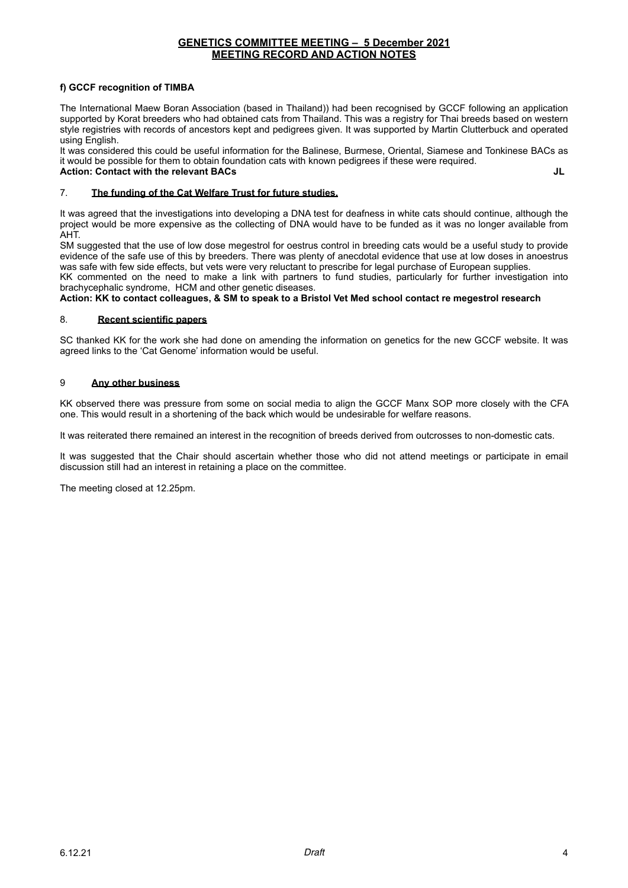**GENETICS COMMITTEE MEETING – 5 December 2021**
**MEETING RECORD AND ACTION NOTES**

**f) GCCF recognition of TIMBA**

The International Maew Boran Association (based in Thailand)) had been recognised by GCCF following an application supported by Korat breeders who had obtained cats from Thailand. This was a registry for Thai breeds based on western style registries with records of ancestors kept and pedigrees given. It was supported by Martin Clutterbuck and operated using English.

It was considered this could be useful information for the Balinese, Burmese, Oriental, Siamese and Tonkinese BACs as it would be possible for them to obtain foundation cats with known pedigrees if these were required.

**Action: Contact with the relevant BACs** **JL**

7. **The funding of the Cat Welfare Trust for future studies.**

It was agreed that the investigations into developing a DNA test for deafness in white cats should continue, although the project would be more expensive as the collecting of DNA would have to be funded as it was no longer available from AHT.

SM suggested that the use of low dose megestrol for oestrus control in breeding cats would be a useful study to provide evidence of the safe use of this by breeders. There was plenty of anecdotal evidence that use at low doses in anoestrus was safe with few side effects, but vets were very reluctant to prescribe for legal purchase of European supplies.

KK commented on the need to make a link with partners to fund studies, particularly for further investigation into brachycephalic syndrome, HCM and other genetic diseases.

**Action: KK to contact colleagues, & SM to speak to a Bristol Vet Med school contact re megestrol research**

8. **Recent scientific papers**

SC thanked KK for the work she had done on amending the information on genetics for the new GCCF website. It was agreed links to the 'Cat Genome' information would be useful.

9 **Any other business**

KK observed there was pressure from some on social media to align the GCCF Manx SOP more closely with the CFA one. This would result in a shortening of the back which would be undesirable for welfare reasons.

It was reiterated there remained an interest in the recognition of breeds derived from outcrosses to non-domestic cats.

It was suggested that the Chair should ascertain whether those who did not attend meetings or participate in email discussion still had an interest in retaining a place on the committee.

The meeting closed at 12.25pm.

6.12.21 *Draft*